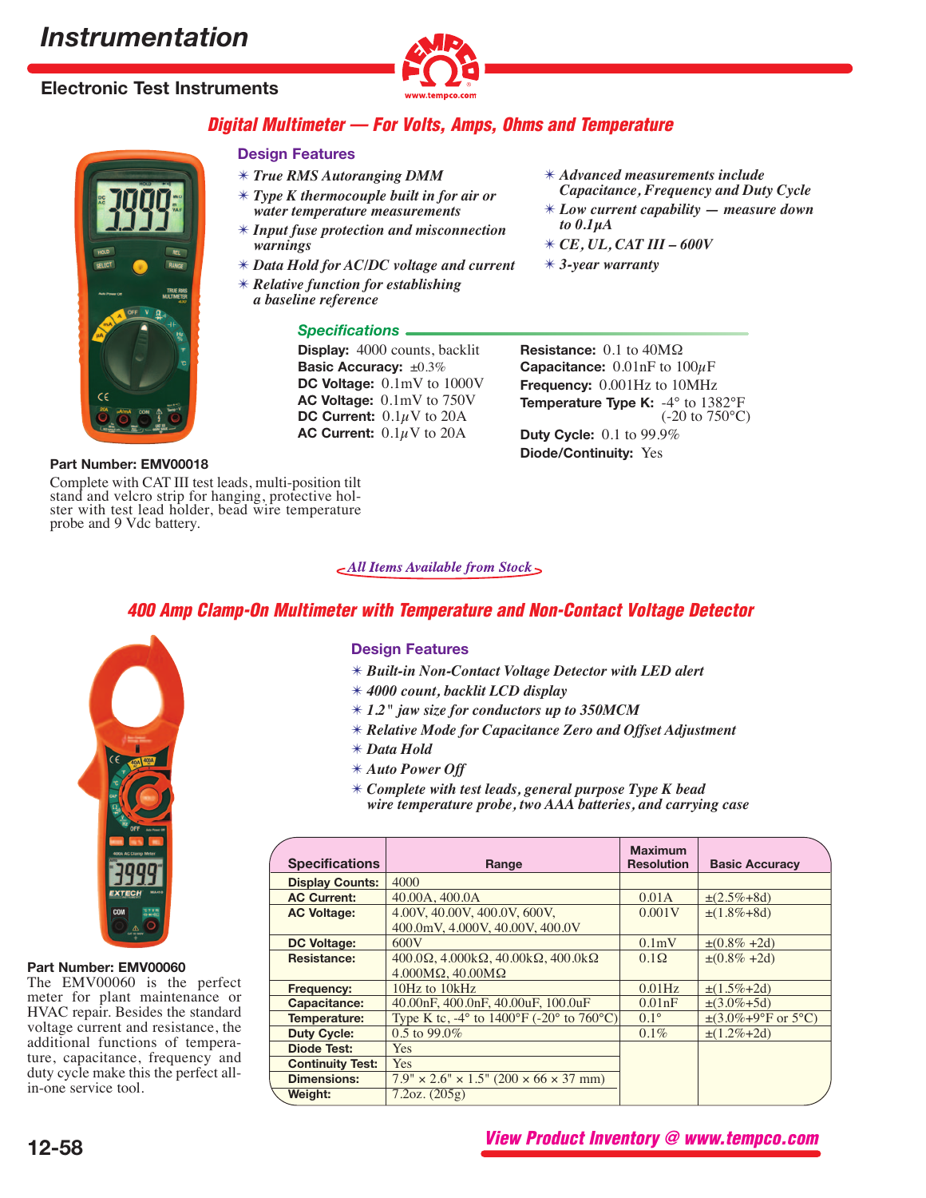# Instrumentation

## Electronic Test Instruments

### Digital Multimeter — For Volts, Amps, Ohms and Temperature

**Design Features**

- *True RMS Autoranging DMM*
- *Type K thermocouple built in for air or water temperature measurements*
- *Input fuse protection and misconnection warnings*
- *Data Hold for AC/DC voltage and current*
- *Relative function for establishing a baseline reference*
- *Advanced measurements include Capacitance, Frequency and Duty Cycle*
- *Low current capability — measure down to 0.1µA*
- *CE, UL, CAT III – 600V*
- *3-year warranty*

**Specifications**

**Display:** 4000 counts, backlit
**Basic Accuracy:** ±0.3%
**DC Voltage:** 0.1mV to 1000V
**AC Voltage:** 0.1mV to 750V
**DC Current:** 0.1µV to 20A
**AC Current:** 0.1µV to 20A
**Resistance:** 0.1 to 40MΩ
**Capacitance:** 0.01nF to 100µF
**Frequency:** 0.001Hz to 10MHz
**Temperature Type K:** -4° to 1382°F (-20 to 750°C)
**Duty Cycle:** 0.1 to 99.9%
**Diode/Continuity:** Yes

**Part Number: EMV00018**

Complete with CAT III test leads, multi-position tilt stand and velcro strip for hanging, protective holster with test lead holder, bead wire temperature probe and 9 Vdc battery.

*All Items Available from Stock*

### 400 Amp Clamp-On Multimeter with Temperature and Non-Contact Voltage Detector

**Design Features**

- *Built-in Non-Contact Voltage Detector with LED alert*
- *4000 count, backlit LCD display*
- *1.2" jaw size for conductors up to 350MCM*
- *Relative Mode for Capacitance Zero and Offset Adjustment*
- *Data Hold*
- *Auto Power Off*
- *Complete with test leads, general purpose Type K bead wire temperature probe, two AAA batteries, and carrying case*

**Part Number: EMV00060**

The EMV00060 is the perfect meter for plant maintenance or HVAC repair. Besides the standard voltage current and resistance, the additional functions of temperature, capacitance, frequency and duty cycle make this the perfect all-in-one service tool.

| Specifications | Range | Maximum Resolution | Basic Accuracy |
|---|---|---|---|
| **Display Counts:** | 4000 | | |
| **AC Current:** | 40.00A, 400.0A | 0.01A | ±(2.5%+8d) |
| **AC Voltage:** | 4.00V, 40.00V, 400.0V, 600V, 400.0mV, 4.000V, 40.00V, 400.0V | 0.001V | ±(1.8%+8d) |
| **DC Voltage:** | 600V | 0.1mV | ±(0.8% +2d) |
| **Resistance:** | 400.0Ω, 4.000kΩ, 40.00kΩ, 400.0kΩ 4.000MΩ, 40.00MΩ | 0.1Ω | ±(0.8% +2d) |
| **Frequency:** | 10Hz to 10kHz | 0.01Hz | ±(1.5%+2d) |
| **Capacitance:** | 40.00nF, 400.0nF, 40.00uF, 100.0uF | 0.01nF | ±(3.0%+5d) |
| **Temperature:** | Type K tc, -4° to 1400°F (-20° to 760°C) | 0.1° | ±(3.0%+9°F or 5°C) |
| **Duty Cycle:** | 0.5 to 99.0% | 0.1% | ±(1.2%+2d) |
| **Diode Test:** | Yes | | |
| **Continuity Test:** | Yes | | |
| **Dimensions:** | 7.9" × 2.6" × 1.5" (200 × 66 × 37 mm) | | |
| **Weight:** | 7.2oz. (205g) | | |

*View Product Inventory @ www.tempco.com*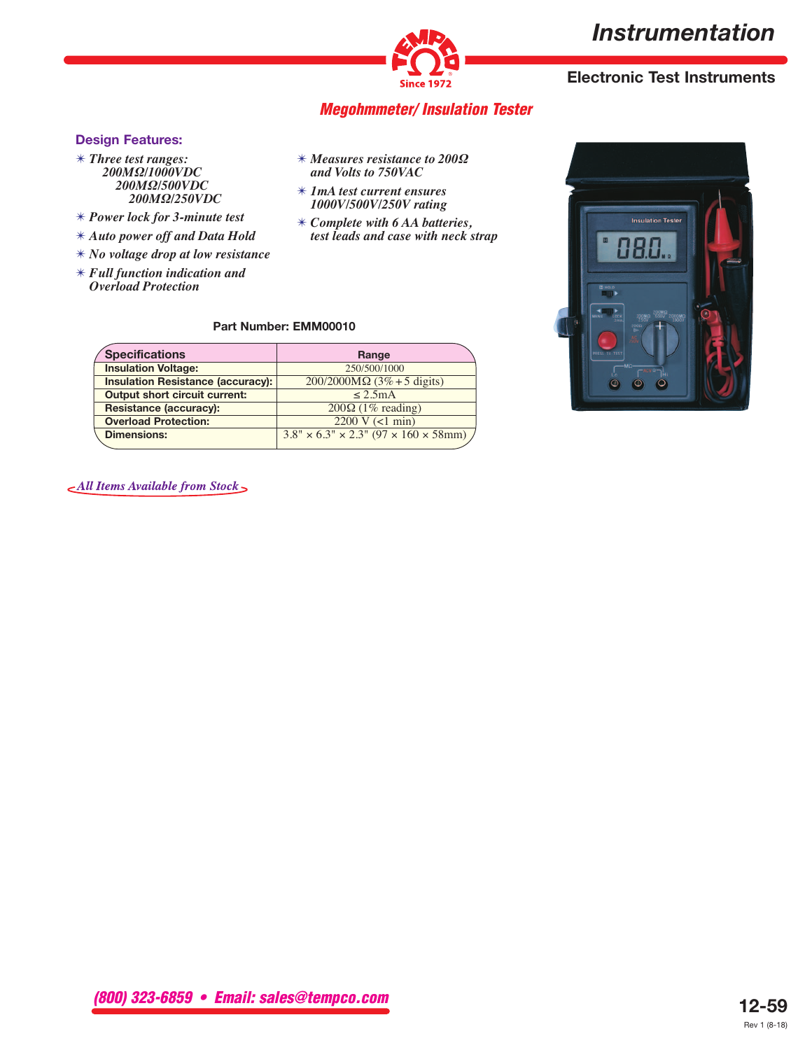# Instrumentation

## Electronic Test Instruments

### *Megohmmeter/ Insulation Tester*

**Design Features:**

- *Three test ranges:*
  *200MΩ/1000VDC*
  *200MΩ/500VDC*
  *200MΩ/250VDC*
- *Power lock for 3-minute test*
- *Auto power off and Data Hold*
- *No voltage drop at low resistance*
- *Full function indication and Overload Protection*
- *Measures resistance to 200Ω and Volts to 750VAC*
- *1mA test current ensures 1000V/500V/250V rating*
- *Complete with 6 AA batteries, test leads and case with neck strap*

**Part Number: EMM00010**

| Specifications | Range |
|---|---|
| **Insulation Voltage:** | 250/500/1000 |
| **Insulation Resistance (accuracy):** | 200/2000MΩ (3% + 5 digits) |
| **Output short circuit current:** | ≤ 2.5mA |
| **Resistance (accuracy):** | 200Ω (1% reading) |
| **Overload Protection:** | 2200 V (<1 min) |
| **Dimensions:** | 3.8" × 6.3" × 2.3" (97 × 160 × 58mm) |

*All Items Available from Stock*

*(800) 323-6859 • Email: sales@tempco.com*

Rev 1 (8-18)